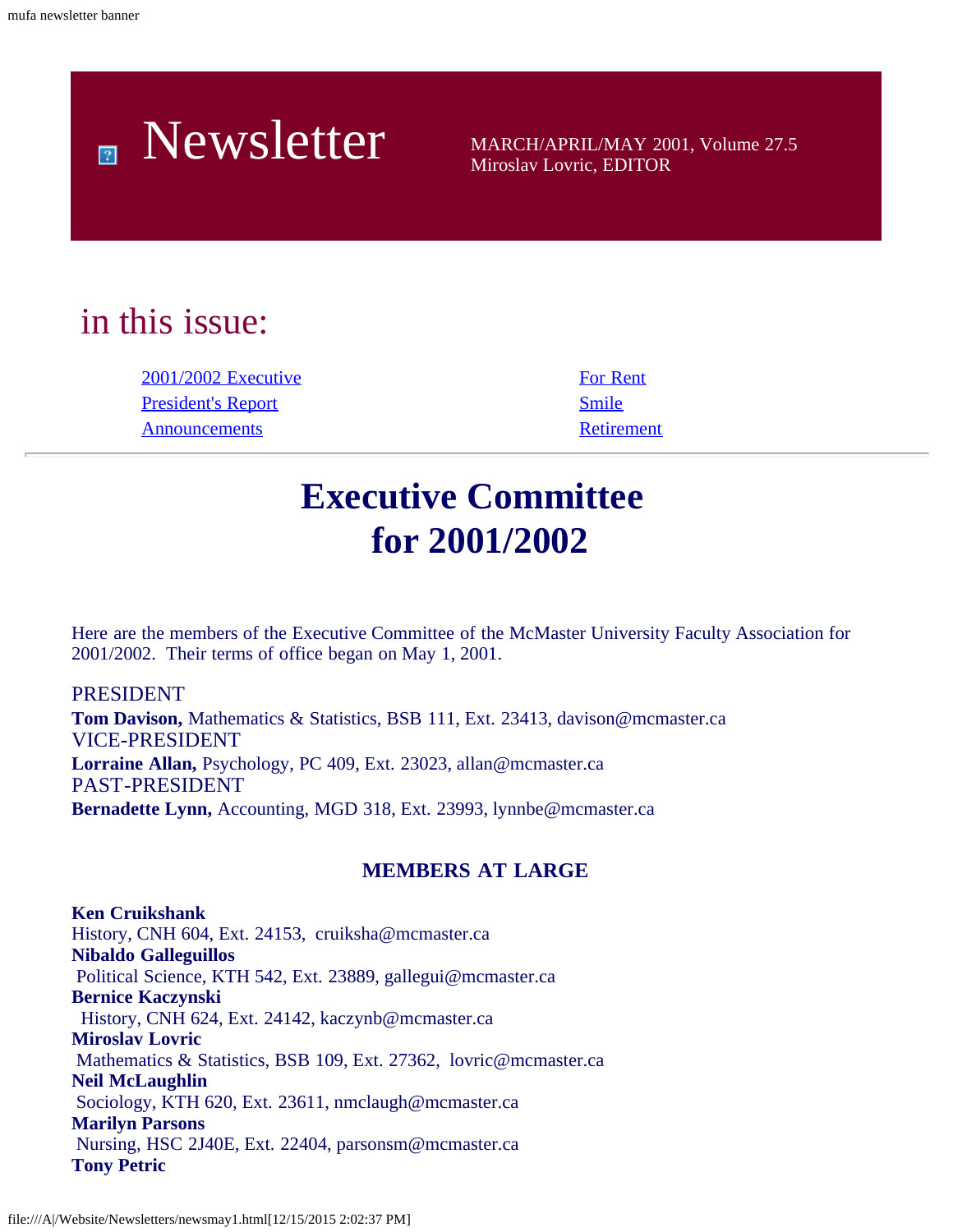mufa newsletter banner

# Newsletter

MARCH/APRIL/MAY 2001, Volume 27.5
Miroslav Lovric, EDITOR

## in this issue:

- 2001/2002 Executive
- President's Report
- Announcements
- For Rent
- Smile
- Retirement

---

# Executive Committee for 2001/2002

Here are the members of the Executive Committee of the McMaster University Faculty Association for 2001/2002. Their terms of office began on May 1, 2001.

PRESIDENT
**Tom Davison,** Mathematics & Statistics, BSB 111, Ext. 23413, davison@mcmaster.ca
VICE-PRESIDENT
**Lorraine Allan,** Psychology, PC 409, Ext. 23023, allan@mcmaster.ca
PAST-PRESIDENT
**Bernadette Lynn,** Accounting, MGD 318, Ext. 23993, lynnbe@mcmaster.ca

### MEMBERS AT LARGE

**Ken Cruikshank**
History, CNH 604, Ext. 24153, cruiksha@mcmaster.ca
**Nibaldo Galleguillos**
Political Science, KTH 542, Ext. 23889, gallegui@mcmaster.ca
**Bernice Kaczynski**
History, CNH 624, Ext. 24142, kaczynb@mcmaster.ca
**Miroslav Lovric**
Mathematics & Statistics, BSB 109, Ext. 27362, lovric@mcmaster.ca
**Neil McLaughlin**
Sociology, KTH 620, Ext. 23611, nmclaugh@mcmaster.ca
**Marilyn Parsons**
Nursing, HSC 2J40E, Ext. 22404, parsonsm@mcmaster.ca
**Tony Petric**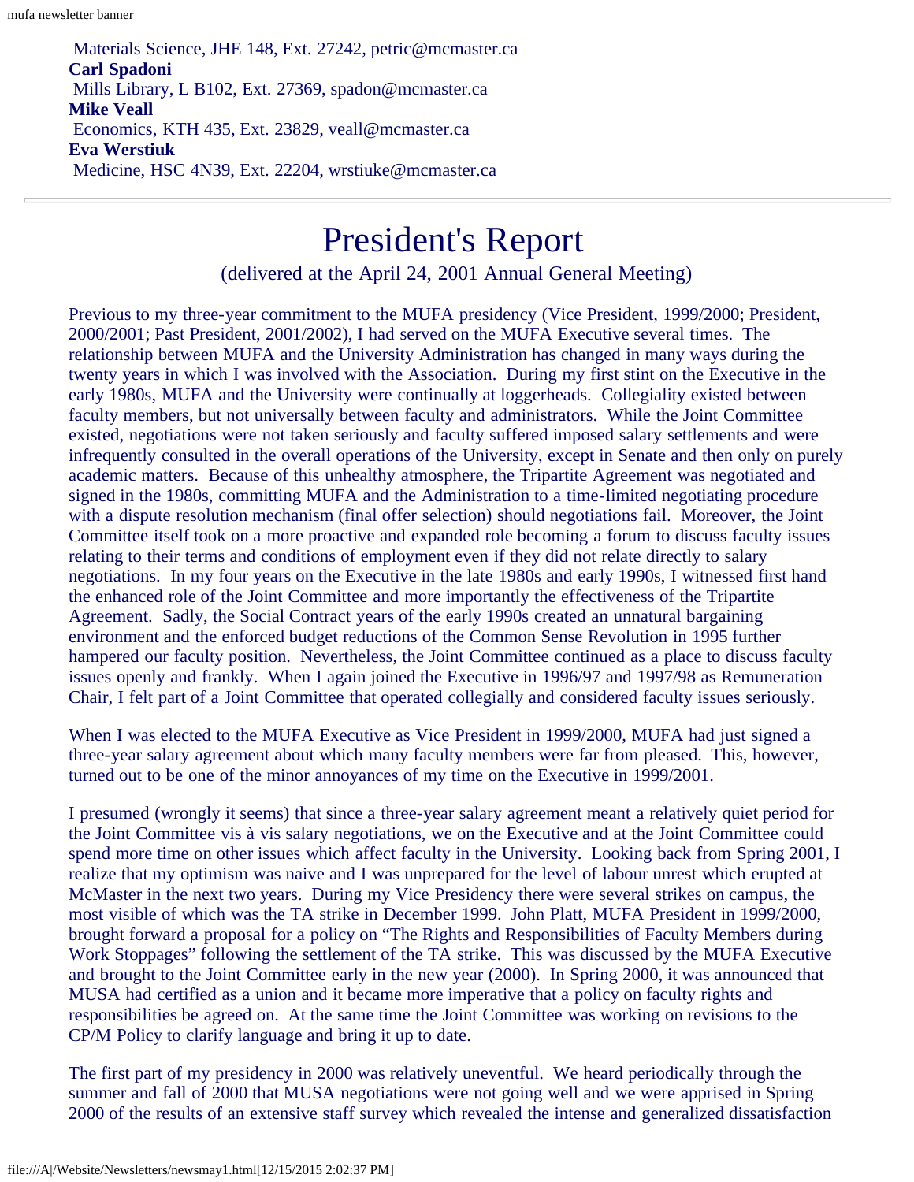Materials Science, JHE 148, Ext. 27242, petric@mcmaster.ca
**Carl Spadoni**
Mills Library, L B102, Ext. 27369, spadon@mcmaster.ca
**Mike Veall**
Economics, KTH 435, Ext. 23829, veall@mcmaster.ca
**Eva Werstiuk**
Medicine, HSC 4N39, Ext. 22204, wrstiuke@mcmaster.ca

---

# President's Report

(delivered at the April 24, 2001 Annual General Meeting)

Previous to my three-year commitment to the MUFA presidency (Vice President, 1999/2000; President, 2000/2001; Past President, 2001/2002), I had served on the MUFA Executive several times. The relationship between MUFA and the University Administration has changed in many ways during the twenty years in which I was involved with the Association. During my first stint on the Executive in the early 1980s, MUFA and the University were continually at loggerheads. Collegiality existed between faculty members, but not universally between faculty and administrators. While the Joint Committee existed, negotiations were not taken seriously and faculty suffered imposed salary settlements and were infrequently consulted in the overall operations of the University, except in Senate and then only on purely academic matters. Because of this unhealthy atmosphere, the Tripartite Agreement was negotiated and signed in the 1980s, committing MUFA and the Administration to a time-limited negotiating procedure with a dispute resolution mechanism (final offer selection) should negotiations fail. Moreover, the Joint Committee itself took on a more proactive and expanded role becoming a forum to discuss faculty issues relating to their terms and conditions of employment even if they did not relate directly to salary negotiations. In my four years on the Executive in the late 1980s and early 1990s, I witnessed first hand the enhanced role of the Joint Committee and more importantly the effectiveness of the Tripartite Agreement. Sadly, the Social Contract years of the early 1990s created an unnatural bargaining environment and the enforced budget reductions of the Common Sense Revolution in 1995 further hampered our faculty position. Nevertheless, the Joint Committee continued as a place to discuss faculty issues openly and frankly. When I again joined the Executive in 1996/97 and 1997/98 as Remuneration Chair, I felt part of a Joint Committee that operated collegially and considered faculty issues seriously.

When I was elected to the MUFA Executive as Vice President in 1999/2000, MUFA had just signed a three-year salary agreement about which many faculty members were far from pleased. This, however, turned out to be one of the minor annoyances of my time on the Executive in 1999/2001.

I presumed (wrongly it seems) that since a three-year salary agreement meant a relatively quiet period for the Joint Committee vis à vis salary negotiations, we on the Executive and at the Joint Committee could spend more time on other issues which affect faculty in the University. Looking back from Spring 2001, I realize that my optimism was naive and I was unprepared for the level of labour unrest which erupted at McMaster in the next two years. During my Vice Presidency there were several strikes on campus, the most visible of which was the TA strike in December 1999. John Platt, MUFA President in 1999/2000, brought forward a proposal for a policy on "The Rights and Responsibilities of Faculty Members during Work Stoppages" following the settlement of the TA strike. This was discussed by the MUFA Executive and brought to the Joint Committee early in the new year (2000). In Spring 2000, it was announced that MUSA had certified as a union and it became more imperative that a policy on faculty rights and responsibilities be agreed on. At the same time the Joint Committee was working on revisions to the CP/M Policy to clarify language and bring it up to date.

The first part of my presidency in 2000 was relatively uneventful. We heard periodically through the summer and fall of 2000 that MUSA negotiations were not going well and we were apprised in Spring 2000 of the results of an extensive staff survey which revealed the intense and generalized dissatisfaction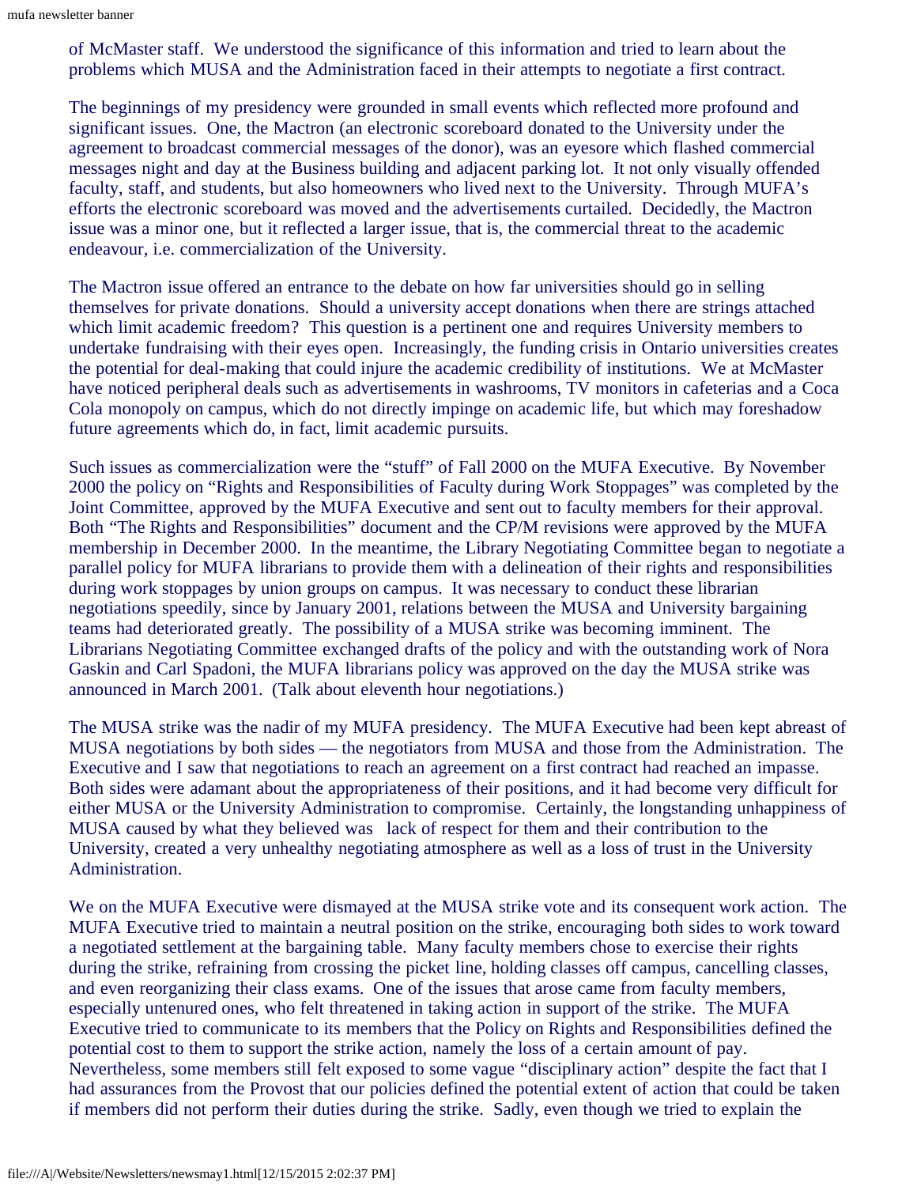of McMaster staff. We understood the significance of this information and tried to learn about the problems which MUSA and the Administration faced in their attempts to negotiate a first contract.

The beginnings of my presidency were grounded in small events which reflected more profound and significant issues. One, the Mactron (an electronic scoreboard donated to the University under the agreement to broadcast commercial messages of the donor), was an eyesore which flashed commercial messages night and day at the Business building and adjacent parking lot. It not only visually offended faculty, staff, and students, but also homeowners who lived next to the University. Through MUFA's efforts the electronic scoreboard was moved and the advertisements curtailed. Decidedly, the Mactron issue was a minor one, but it reflected a larger issue, that is, the commercial threat to the academic endeavour, i.e. commercialization of the University.

The Mactron issue offered an entrance to the debate on how far universities should go in selling themselves for private donations. Should a university accept donations when there are strings attached which limit academic freedom? This question is a pertinent one and requires University members to undertake fundraising with their eyes open. Increasingly, the funding crisis in Ontario universities creates the potential for deal-making that could injure the academic credibility of institutions. We at McMaster have noticed peripheral deals such as advertisements in washrooms, TV monitors in cafeterias and a Coca Cola monopoly on campus, which do not directly impinge on academic life, but which may foreshadow future agreements which do, in fact, limit academic pursuits.

Such issues as commercialization were the "stuff" of Fall 2000 on the MUFA Executive. By November 2000 the policy on "Rights and Responsibilities of Faculty during Work Stoppages" was completed by the Joint Committee, approved by the MUFA Executive and sent out to faculty members for their approval. Both "The Rights and Responsibilities" document and the CP/M revisions were approved by the MUFA membership in December 2000. In the meantime, the Library Negotiating Committee began to negotiate a parallel policy for MUFA librarians to provide them with a delineation of their rights and responsibilities during work stoppages by union groups on campus. It was necessary to conduct these librarian negotiations speedily, since by January 2001, relations between the MUSA and University bargaining teams had deteriorated greatly. The possibility of a MUSA strike was becoming imminent. The Librarians Negotiating Committee exchanged drafts of the policy and with the outstanding work of Nora Gaskin and Carl Spadoni, the MUFA librarians policy was approved on the day the MUSA strike was announced in March 2001. (Talk about eleventh hour negotiations.)

The MUSA strike was the nadir of my MUFA presidency. The MUFA Executive had been kept abreast of MUSA negotiations by both sides — the negotiators from MUSA and those from the Administration. The Executive and I saw that negotiations to reach an agreement on a first contract had reached an impasse. Both sides were adamant about the appropriateness of their positions, and it had become very difficult for either MUSA or the University Administration to compromise. Certainly, the longstanding unhappiness of MUSA caused by what they believed was lack of respect for them and their contribution to the University, created a very unhealthy negotiating atmosphere as well as a loss of trust in the University Administration.

We on the MUFA Executive were dismayed at the MUSA strike vote and its consequent work action. The MUFA Executive tried to maintain a neutral position on the strike, encouraging both sides to work toward a negotiated settlement at the bargaining table. Many faculty members chose to exercise their rights during the strike, refraining from crossing the picket line, holding classes off campus, cancelling classes, and even reorganizing their class exams. One of the issues that arose came from faculty members, especially untenured ones, who felt threatened in taking action in support of the strike. The MUFA Executive tried to communicate to its members that the Policy on Rights and Responsibilities defined the potential cost to them to support the strike action, namely the loss of a certain amount of pay. Nevertheless, some members still felt exposed to some vague "disciplinary action" despite the fact that I had assurances from the Provost that our policies defined the potential extent of action that could be taken if members did not perform their duties during the strike. Sadly, even though we tried to explain the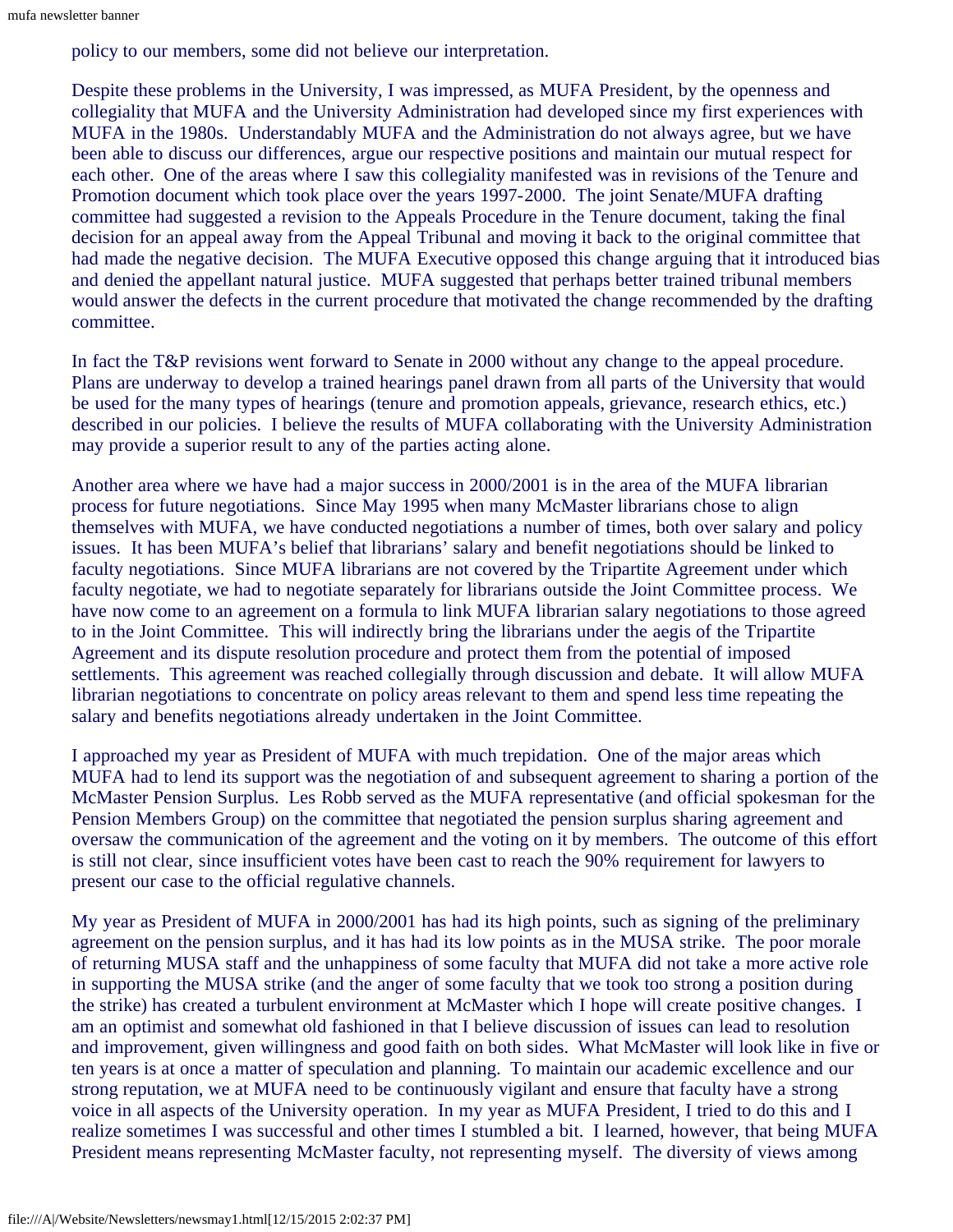policy to our members, some did not believe our interpretation.

Despite these problems in the University, I was impressed, as MUFA President, by the openness and collegiality that MUFA and the University Administration had developed since my first experiences with MUFA in the 1980s. Understandably MUFA and the Administration do not always agree, but we have been able to discuss our differences, argue our respective positions and maintain our mutual respect for each other. One of the areas where I saw this collegiality manifested was in revisions of the Tenure and Promotion document which took place over the years 1997-2000. The joint Senate/MUFA drafting committee had suggested a revision to the Appeals Procedure in the Tenure document, taking the final decision for an appeal away from the Appeal Tribunal and moving it back to the original committee that had made the negative decision. The MUFA Executive opposed this change arguing that it introduced bias and denied the appellant natural justice. MUFA suggested that perhaps better trained tribunal members would answer the defects in the current procedure that motivated the change recommended by the drafting committee.

In fact the T&P revisions went forward to Senate in 2000 without any change to the appeal procedure. Plans are underway to develop a trained hearings panel drawn from all parts of the University that would be used for the many types of hearings (tenure and promotion appeals, grievance, research ethics, etc.) described in our policies. I believe the results of MUFA collaborating with the University Administration may provide a superior result to any of the parties acting alone.

Another area where we have had a major success in 2000/2001 is in the area of the MUFA librarian process for future negotiations. Since May 1995 when many McMaster librarians chose to align themselves with MUFA, we have conducted negotiations a number of times, both over salary and policy issues. It has been MUFA's belief that librarians' salary and benefit negotiations should be linked to faculty negotiations. Since MUFA librarians are not covered by the Tripartite Agreement under which faculty negotiate, we had to negotiate separately for librarians outside the Joint Committee process. We have now come to an agreement on a formula to link MUFA librarian salary negotiations to those agreed to in the Joint Committee. This will indirectly bring the librarians under the aegis of the Tripartite Agreement and its dispute resolution procedure and protect them from the potential of imposed settlements. This agreement was reached collegially through discussion and debate. It will allow MUFA librarian negotiations to concentrate on policy areas relevant to them and spend less time repeating the salary and benefits negotiations already undertaken in the Joint Committee.

I approached my year as President of MUFA with much trepidation. One of the major areas which MUFA had to lend its support was the negotiation of and subsequent agreement to sharing a portion of the McMaster Pension Surplus. Les Robb served as the MUFA representative (and official spokesman for the Pension Members Group) on the committee that negotiated the pension surplus sharing agreement and oversaw the communication of the agreement and the voting on it by members. The outcome of this effort is still not clear, since insufficient votes have been cast to reach the 90% requirement for lawyers to present our case to the official regulative channels.

My year as President of MUFA in 2000/2001 has had its high points, such as signing of the preliminary agreement on the pension surplus, and it has had its low points as in the MUSA strike. The poor morale of returning MUSA staff and the unhappiness of some faculty that MUFA did not take a more active role in supporting the MUSA strike (and the anger of some faculty that we took too strong a position during the strike) has created a turbulent environment at McMaster which I hope will create positive changes. I am an optimist and somewhat old fashioned in that I believe discussion of issues can lead to resolution and improvement, given willingness and good faith on both sides. What McMaster will look like in five or ten years is at once a matter of speculation and planning. To maintain our academic excellence and our strong reputation, we at MUFA need to be continuously vigilant and ensure that faculty have a strong voice in all aspects of the University operation. In my year as MUFA President, I tried to do this and I realize sometimes I was successful and other times I stumbled a bit. I learned, however, that being MUFA President means representing McMaster faculty, not representing myself. The diversity of views among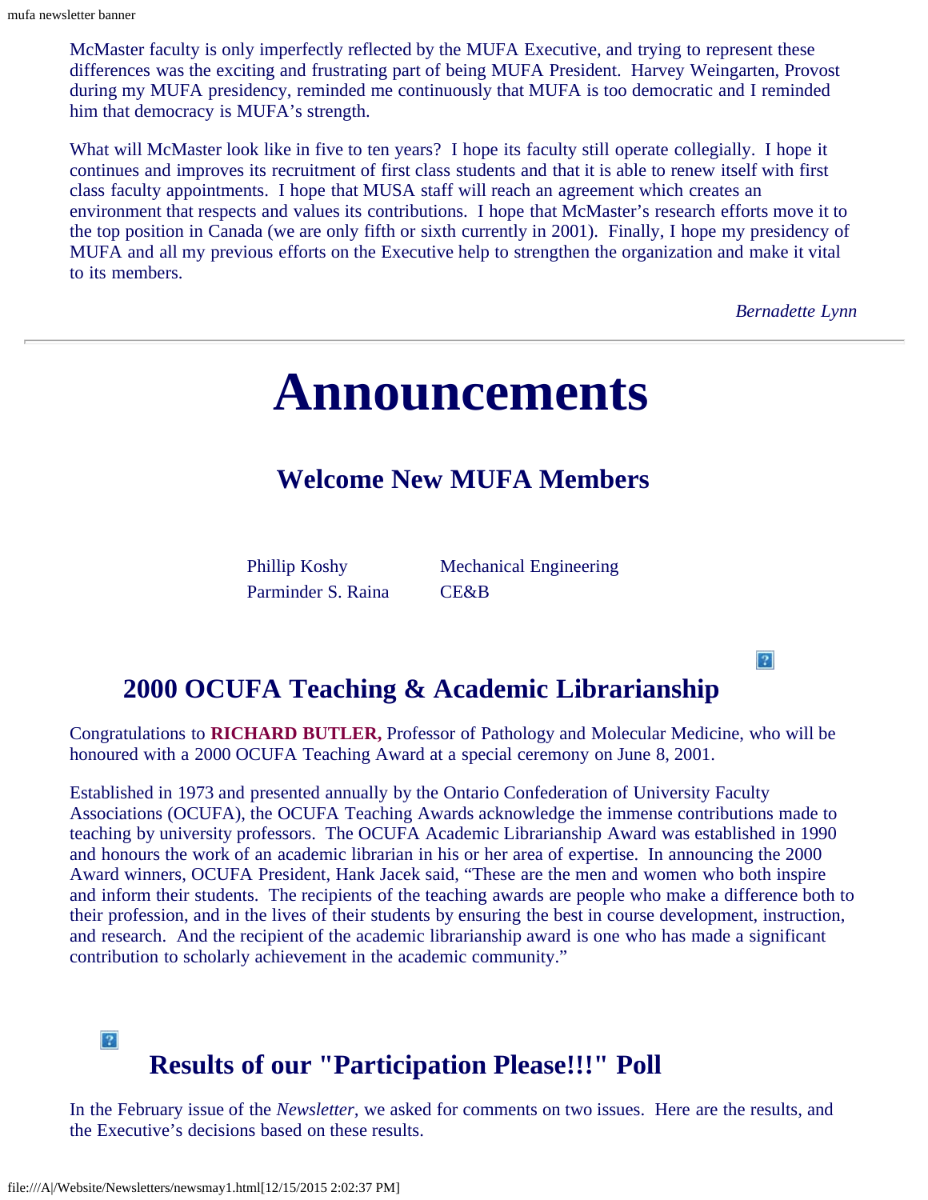McMaster faculty is only imperfectly reflected by the MUFA Executive, and trying to represent these differences was the exciting and frustrating part of being MUFA President. Harvey Weingarten, Provost during my MUFA presidency, reminded me continuously that MUFA is too democratic and I reminded him that democracy is MUFA's strength.

What will McMaster look like in five to ten years? I hope its faculty still operate collegially. I hope it continues and improves its recruitment of first class students and that it is able to renew itself with first class faculty appointments. I hope that MUSA staff will reach an agreement which creates an environment that respects and values its contributions. I hope that McMaster's research efforts move it to the top position in Canada (we are only fifth or sixth currently in 2001). Finally, I hope my presidency of MUFA and all my previous efforts on the Executive help to strengthen the organization and make it vital to its members.

*Bernadette Lynn*

---

# Announcements

## Welcome New MUFA Members

| | |
|---|---|
| Phillip Koshy | Mechanical Engineering |
| Parminder S. Raina | CE&B |

## 2000 OCUFA Teaching & Academic Librarianship

Congratulations to **RICHARD BUTLER,** Professor of Pathology and Molecular Medicine, who will be honoured with a 2000 OCUFA Teaching Award at a special ceremony on June 8, 2001.

Established in 1973 and presented annually by the Ontario Confederation of University Faculty Associations (OCUFA), the OCUFA Teaching Awards acknowledge the immense contributions made to teaching by university professors. The OCUFA Academic Librarianship Award was established in 1990 and honours the work of an academic librarian in his or her area of expertise. In announcing the 2000 Award winners, OCUFA President, Hank Jacek said, "These are the men and women who both inspire and inform their students. The recipients of the teaching awards are people who make a difference both to their profession, and in the lives of their students by ensuring the best in course development, instruction, and research. And the recipient of the academic librarianship award is one who has made a significant contribution to scholarly achievement in the academic community."

## Results of our "Participation Please!!!" Poll

In the February issue of the *Newsletter*, we asked for comments on two issues. Here are the results, and the Executive's decisions based on these results.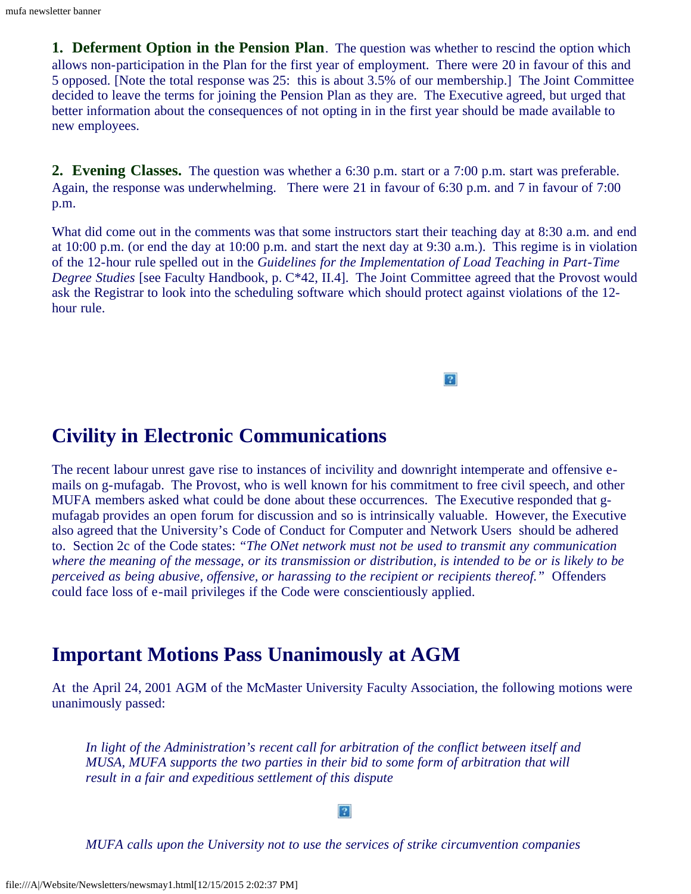**1. Deferment Option in the Pension Plan**. The question was whether to rescind the option which allows non-participation in the Plan for the first year of employment. There were 20 in favour of this and 5 opposed. [Note the total response was 25: this is about 3.5% of our membership.] The Joint Committee decided to leave the terms for joining the Pension Plan as they are. The Executive agreed, but urged that better information about the consequences of not opting in in the first year should be made available to new employees.

**2. Evening Classes.** The question was whether a 6:30 p.m. start or a 7:00 p.m. start was preferable. Again, the response was underwhelming. There were 21 in favour of 6:30 p.m. and 7 in favour of 7:00 p.m.

What did come out in the comments was that some instructors start their teaching day at 8:30 a.m. and end at 10:00 p.m. (or end the day at 10:00 p.m. and start the next day at 9:30 a.m.). This regime is in violation of the 12-hour rule spelled out in the *Guidelines for the Implementation of Load Teaching in Part-Time Degree Studies* [see Faculty Handbook, p. C*42, II.4]. The Joint Committee agreed that the Provost would ask the Registrar to look into the scheduling software which should protect against violations of the 12-hour rule.

## Civility in Electronic Communications

The recent labour unrest gave rise to instances of incivility and downright intemperate and offensive e-mails on g-mufagab. The Provost, who is well known for his commitment to free civil speech, and other MUFA members asked what could be done about these occurrences. The Executive responded that g-mufagab provides an open forum for discussion and so is intrinsically valuable. However, the Executive also agreed that the University's Code of Conduct for Computer and Network Users should be adhered to. Section 2c of the Code states: *"The ONet network must not be used to transmit any communication where the meaning of the message, or its transmission or distribution, is intended to be or is likely to be perceived as being abusive, offensive, or harassing to the recipient or recipients thereof."* Offenders could face loss of e-mail privileges if the Code were conscientiously applied.

## Important Motions Pass Unanimously at AGM

At the April 24, 2001 AGM of the McMaster University Faculty Association, the following motions were unanimously passed:

> *In light of the Administration's recent call for arbitration of the conflict between itself and MUSA, MUFA supports the two parties in their bid to some form of arbitration that will result in a fair and expeditious settlement of this dispute*

> *MUFA calls upon the University not to use the services of strike circumvention companies*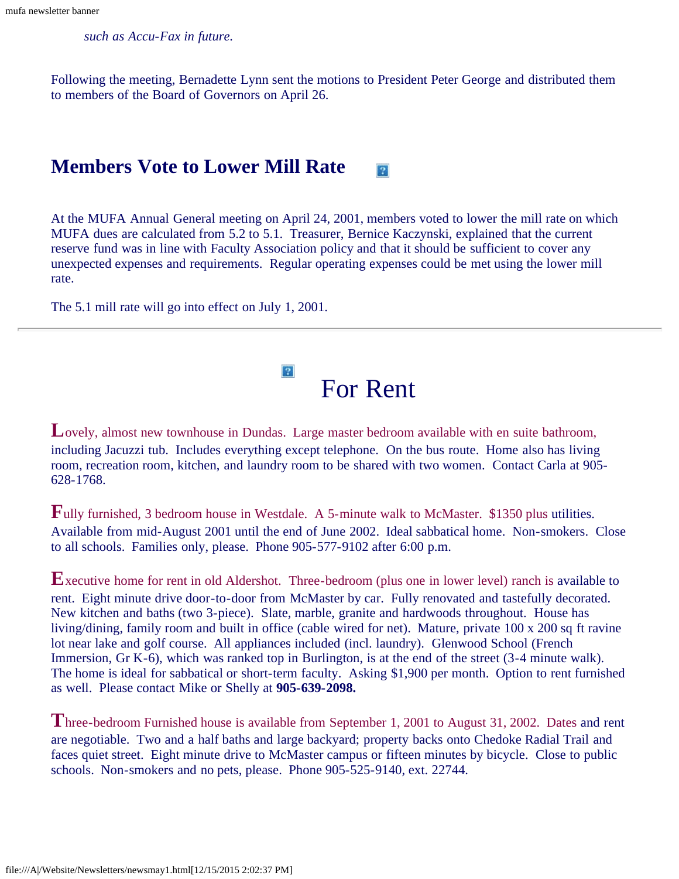*such as Accu-Fax in future.*

Following the meeting, Bernadette Lynn sent the motions to President Peter George and distributed them to members of the Board of Governors on April 26.

## Members Vote to Lower Mill Rate

At the MUFA Annual General meeting on April 24, 2001, members voted to lower the mill rate on which MUFA dues are calculated from 5.2 to 5.1. Treasurer, Bernice Kaczynski, explained that the current reserve fund was in line with Faculty Association policy and that it should be sufficient to cover any unexpected expenses and requirements. Regular operating expenses could be met using the lower mill rate.

The 5.1 mill rate will go into effect on July 1, 2001.

---

# For Rent

Lovely, almost new townhouse in Dundas. Large master bedroom available with en suite bathroom, including Jacuzzi tub. Includes everything except telephone. On the bus route. Home also has living room, recreation room, kitchen, and laundry room to be shared with two women. Contact Carla at 905-628-1768.

Fully furnished, 3 bedroom house in Westdale. A 5-minute walk to McMaster. $1350 plus utilities. Available from mid-August 2001 until the end of June 2002. Ideal sabbatical home. Non-smokers. Close to all schools. Families only, please. Phone 905-577-9102 after 6:00 p.m.

Executive home for rent in old Aldershot. Three-bedroom (plus one in lower level) ranch is available to rent. Eight minute drive door-to-door from McMaster by car. Fully renovated and tastefully decorated. New kitchen and baths (two 3-piece). Slate, marble, granite and hardwoods throughout. House has living/dining, family room and built in office (cable wired for net). Mature, private 100 x 200 sq ft ravine lot near lake and golf course. All appliances included (incl. laundry). Glenwood School (French Immersion, Gr K-6), which was ranked top in Burlington, is at the end of the street (3-4 minute walk). The home is ideal for sabbatical or short-term faculty. Asking $1,900 per month. Option to rent furnished as well. Please contact Mike or Shelly at **905-639-2098.**

Three-bedroom Furnished house is available from September 1, 2001 to August 31, 2002. Dates and rent are negotiable. Two and a half baths and large backyard; property backs onto Chedoke Radial Trail and faces quiet street. Eight minute drive to McMaster campus or fifteen minutes by bicycle. Close to public schools. Non-smokers and no pets, please. Phone 905-525-9140, ext. 22744.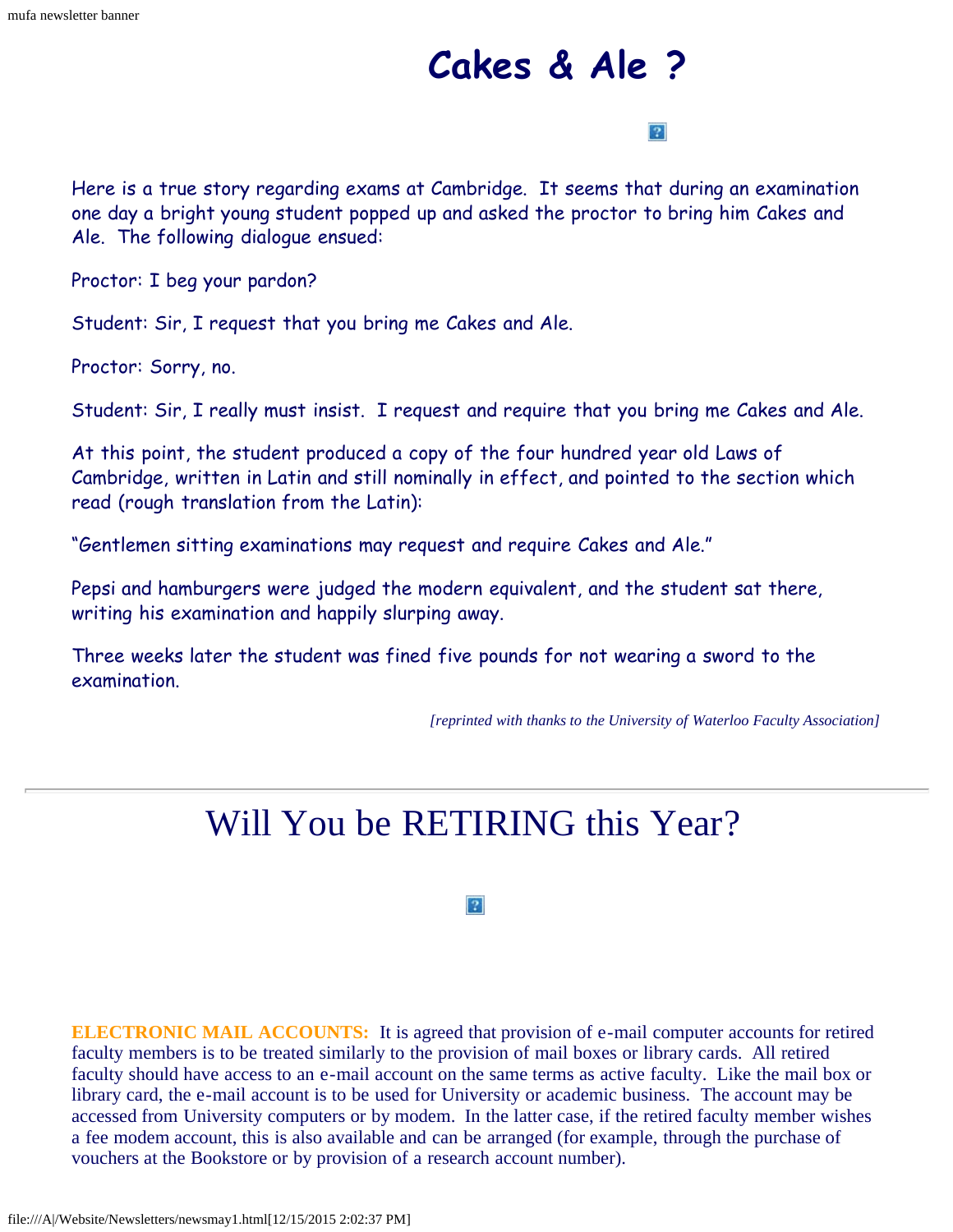# Cakes & Ale ?

Here is a true story regarding exams at Cambridge. It seems that during an examination one day a bright young student popped up and asked the proctor to bring him Cakes and Ale. The following dialogue ensued:

Proctor: I beg your pardon?

Student: Sir, I request that you bring me Cakes and Ale.

Proctor: Sorry, no.

Student: Sir, I really must insist. I request and require that you bring me Cakes and Ale.

At this point, the student produced a copy of the four hundred year old Laws of Cambridge, written in Latin and still nominally in effect, and pointed to the section which read (rough translation from the Latin):

"Gentlemen sitting examinations may request and require Cakes and Ale."

Pepsi and hamburgers were judged the modern equivalent, and the student sat there, writing his examination and happily slurping away.

Three weeks later the student was fined five pounds for not wearing a sword to the examination.

*[reprinted with thanks to the University of Waterloo Faculty Association]*

---

# Will You be RETIRING this Year?

**ELECTRONIC MAIL ACCOUNTS:** It is agreed that provision of e-mail computer accounts for retired faculty members is to be treated similarly to the provision of mail boxes or library cards. All retired faculty should have access to an e-mail account on the same terms as active faculty. Like the mail box or library card, the e-mail account is to be used for University or academic business. The account may be accessed from University computers or by modem. In the latter case, if the retired faculty member wishes a fee modem account, this is also available and can be arranged (for example, through the purchase of vouchers at the Bookstore or by provision of a research account number).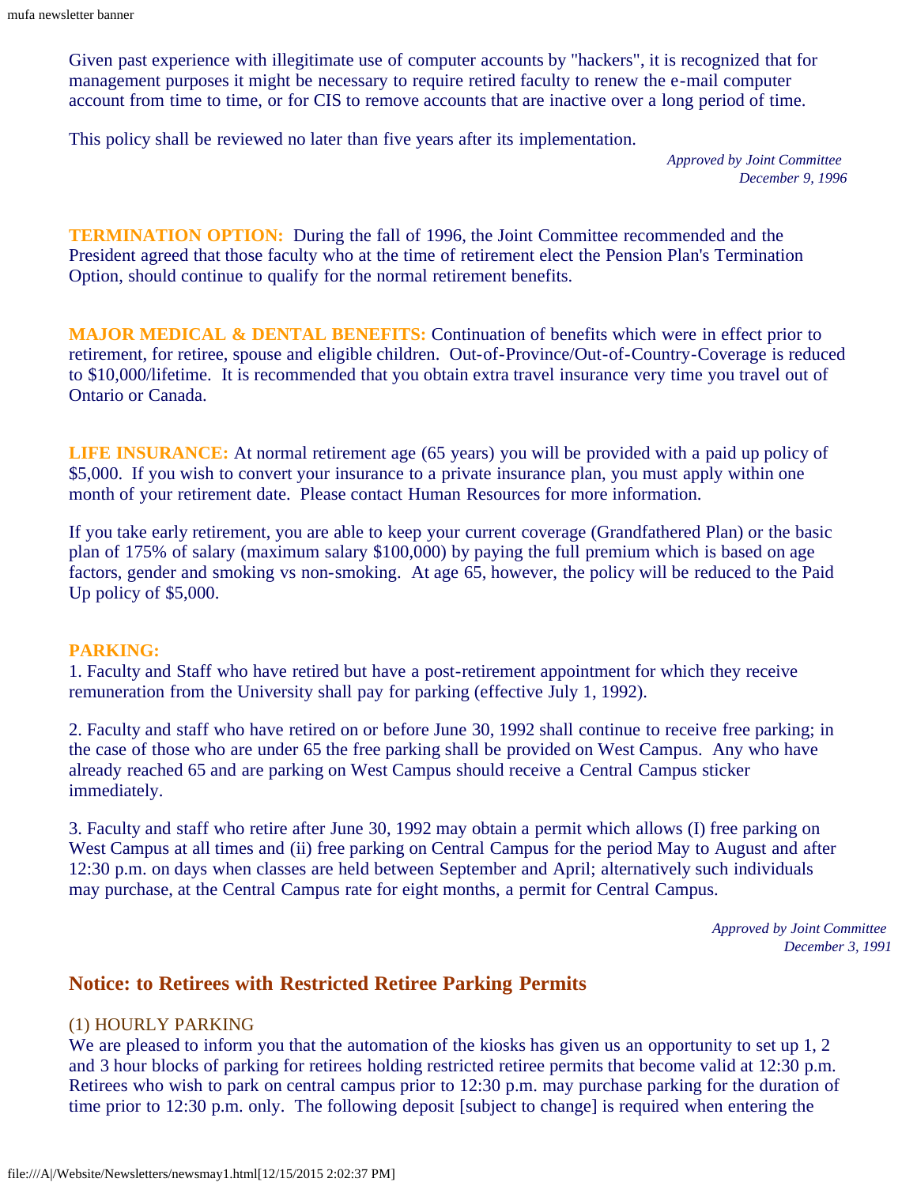Given past experience with illegitimate use of computer accounts by "hackers", it is recognized that for management purposes it might be necessary to require retired faculty to renew the e-mail computer account from time to time, or for CIS to remove accounts that are inactive over a long period of time.

This policy shall be reviewed no later than five years after its implementation.

*Approved by Joint Committee*
*December 9, 1996*

**TERMINATION OPTION:** During the fall of 1996, the Joint Committee recommended and the President agreed that those faculty who at the time of retirement elect the Pension Plan's Termination Option, should continue to qualify for the normal retirement benefits.

**MAJOR MEDICAL & DENTAL BENEFITS:** Continuation of benefits which were in effect prior to retirement, for retiree, spouse and eligible children. Out-of-Province/Out-of-Country-Coverage is reduced to $10,000/lifetime. It is recommended that you obtain extra travel insurance very time you travel out of Ontario or Canada.

**LIFE INSURANCE:** At normal retirement age (65 years) you will be provided with a paid up policy of $5,000. If you wish to convert your insurance to a private insurance plan, you must apply within one month of your retirement date. Please contact Human Resources for more information.

If you take early retirement, you are able to keep your current coverage (Grandfathered Plan) or the basic plan of 175% of salary (maximum salary $100,000) by paying the full premium which is based on age factors, gender and smoking vs non-smoking. At age 65, however, the policy will be reduced to the Paid Up policy of $5,000.

**PARKING:**

1. Faculty and Staff who have retired but have a post-retirement appointment for which they receive remuneration from the University shall pay for parking (effective July 1, 1992).

2. Faculty and staff who have retired on or before June 30, 1992 shall continue to receive free parking; in the case of those who are under 65 the free parking shall be provided on West Campus. Any who have already reached 65 and are parking on West Campus should receive a Central Campus sticker immediately.

3. Faculty and staff who retire after June 30, 1992 may obtain a permit which allows (I) free parking on West Campus at all times and (ii) free parking on Central Campus for the period May to August and after 12:30 p.m. on days when classes are held between September and April; alternatively such individuals may purchase, at the Central Campus rate for eight months, a permit for Central Campus.

*Approved by Joint Committee*
*December 3, 1991*

## Notice: to Retirees with Restricted Retiree Parking Permits

(1) HOURLY PARKING

We are pleased to inform you that the automation of the kiosks has given us an opportunity to set up 1, 2 and 3 hour blocks of parking for retirees holding restricted retiree permits that become valid at 12:30 p.m. Retirees who wish to park on central campus prior to 12:30 p.m. may purchase parking for the duration of time prior to 12:30 p.m. only. The following deposit [subject to change] is required when entering the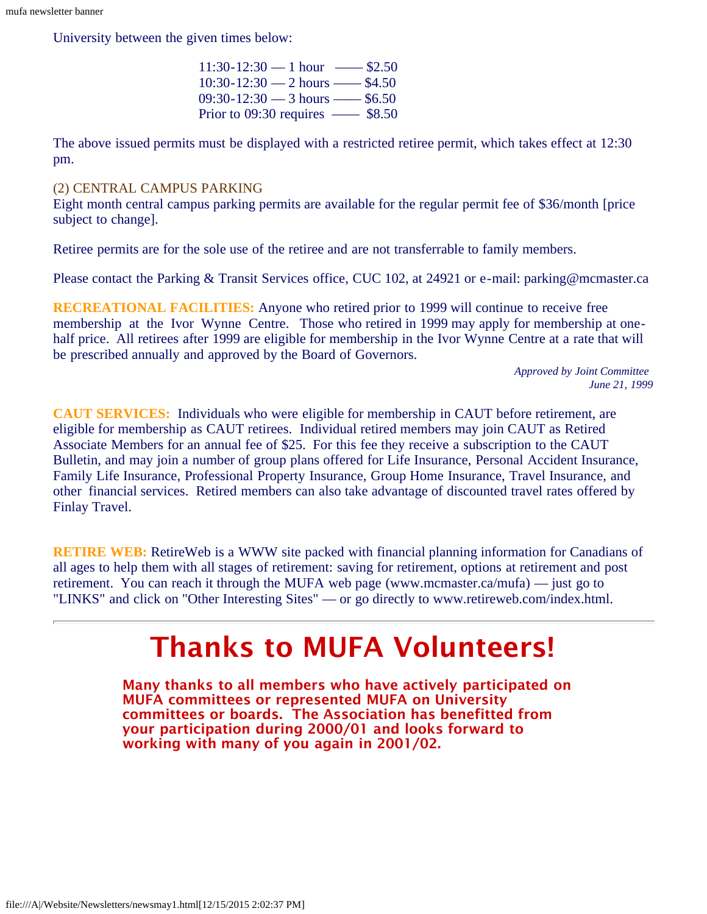University between the given times below:

11:30-12:30 — 1 hour —— $2.50
10:30-12:30 — 2 hours —— $4.50
09:30-12:30 — 3 hours —— $6.50
Prior to 09:30 requires —— $8.50

The above issued permits must be displayed with a restricted retiree permit, which takes effect at 12:30 pm.

(2) CENTRAL CAMPUS PARKING
Eight month central campus parking permits are available for the regular permit fee of $36/month [price subject to change].

Retiree permits are for the sole use of the retiree and are not transferrable to family members.

Please contact the Parking & Transit Services office, CUC 102, at 24921 or e-mail: parking@mcmaster.ca

**RECREATIONAL FACILITIES:** Anyone who retired prior to 1999 will continue to receive free membership at the Ivor Wynne Centre. Those who retired in 1999 may apply for membership at one-half price. All retirees after 1999 are eligible for membership in the Ivor Wynne Centre at a rate that will be prescribed annually and approved by the Board of Governors.

*Approved by Joint Committee*
*June 21, 1999*

**CAUT SERVICES:** Individuals who were eligible for membership in CAUT before retirement, are eligible for membership as CAUT retirees. Individual retired members may join CAUT as Retired Associate Members for an annual fee of $25. For this fee they receive a subscription to the CAUT Bulletin, and may join a number of group plans offered for Life Insurance, Personal Accident Insurance, Family Life Insurance, Professional Property Insurance, Group Home Insurance, Travel Insurance, and other financial services. Retired members can also take advantage of discounted travel rates offered by Finlay Travel.

**RETIRE WEB:** RetireWeb is a WWW site packed with financial planning information for Canadians of all ages to help them with all stages of retirement: saving for retirement, options at retirement and post retirement. You can reach it through the MUFA web page (www.mcmaster.ca/mufa) — just go to "LINKS" and click on "Other Interesting Sites" — or go directly to www.retireweb.com/index.html.

---

# Thanks to MUFA Volunteers!

**Many thanks to all members who have actively participated on MUFA committees or represented MUFA on University committees or boards. The Association has benefitted from your participation during 2000/01 and looks forward to working with many of you again in 2001/02.**